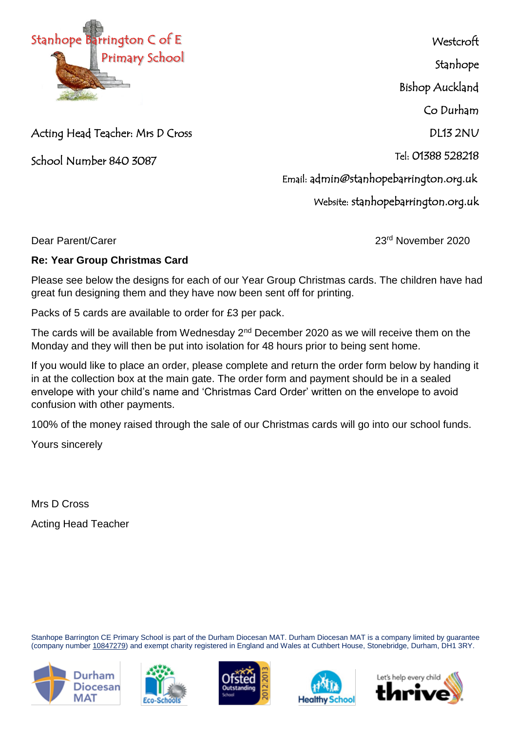Stanhope Barrington C of E Primary School

Westcroft
Stanhope
Bishop Auckland
Co Durham
DL13 2NU
Tel: 01388 528218
Email: admin@stanhopebarrington.org.uk
Website: stanhopebarrington.org.uk

Acting Head Teacher: Mrs D Cross

School Number 840 3087

Dear Parent/Carer

23rd November 2020

**Re: Year Group Christmas Card**

Please see below the designs for each of our Year Group Christmas cards. The children have had great fun designing them and they have now been sent off for printing.

Packs of 5 cards are available to order for £3 per pack.

The cards will be available from Wednesday 2nd December 2020 as we will receive them on the Monday and they will then be put into isolation for 48 hours prior to being sent home.

If you would like to place an order, please complete and return the order form below by handing it in at the collection box at the main gate. The order form and payment should be in a sealed envelope with your child's name and 'Christmas Card Order' written on the envelope to avoid confusion with other payments.

100% of the money raised through the sale of our Christmas cards will go into our school funds.

Yours sincerely

Mrs D Cross

Acting Head Teacher

Stanhope Barrington CE Primary School is part of the Durham Diocesan MAT. Durham Diocesan MAT is a company limited by guarantee (company number 10847279) and exempt charity registered in England and Wales at Cuthbert House, Stonebridge, Durham, DH1 3RY.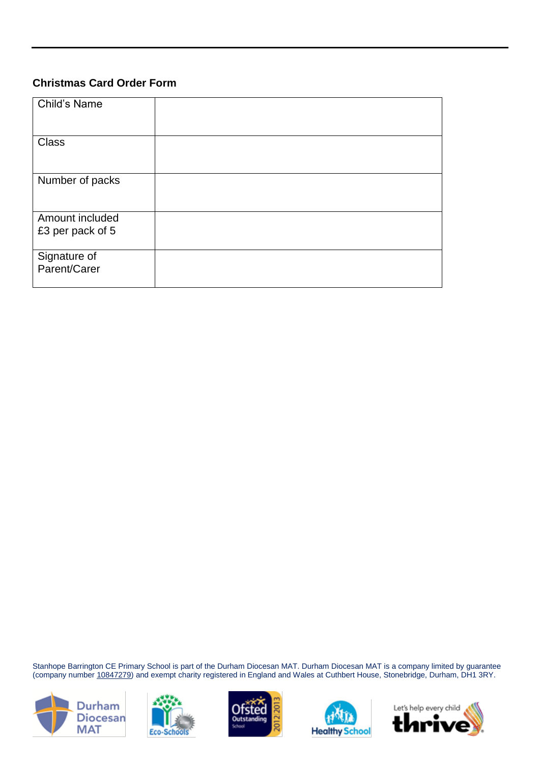### Christmas Card Order Form

| | |
|---|---|
| Child's Name | |
| Class | |
| Number of packs | |
| Amount included £3 per pack of 5 | |
| Signature of Parent/Carer | |

Stanhope Barrington CE Primary School is part of the Durham Diocesan MAT. Durham Diocesan MAT is a company limited by guarantee (company number 10847279) and exempt charity registered in England and Wales at Cuthbert House, Stonebridge, Durham, DH1 3RY.